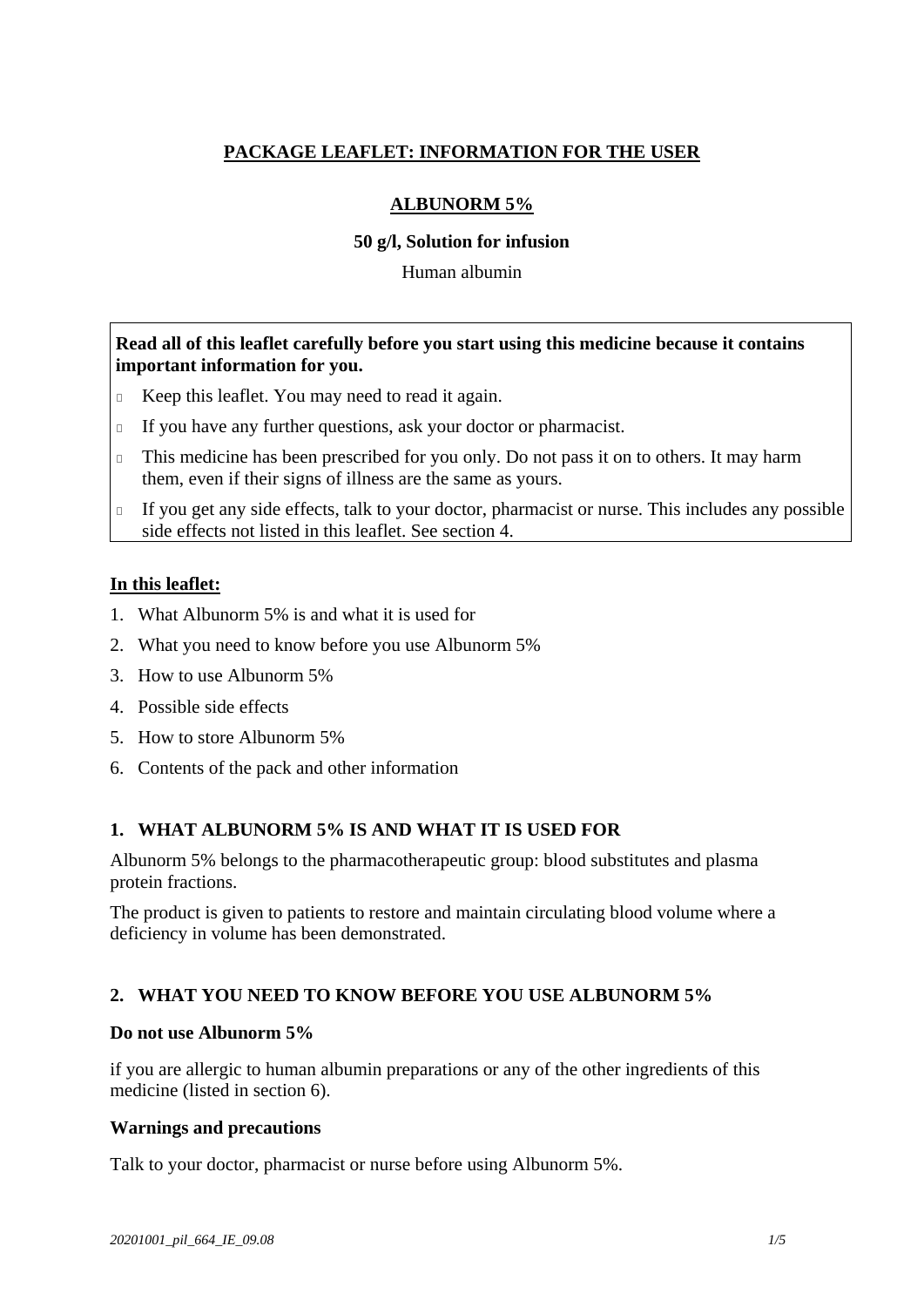**PACKAGE LEAFLET: INFORMATION FOR THE USER**

**ALBUNORM 5%**

**50 g/l, Solution for infusion**

Human albumin

**Read all of this leaflet carefully before you start using this medicine because it contains important information for you.**

- Keep this leaflet. You may need to read it again.
- If you have any further questions, ask your doctor or pharmacist.
- This medicine has been prescribed for you only. Do not pass it on to others. It may harm them, even if their signs of illness are the same as yours.
- If you get any side effects, talk to your doctor, pharmacist or nurse. This includes any possible side effects not listed in this leaflet. See section 4.

**In this leaflet:**

1. What Albunorm 5% is and what it is used for
2. What you need to know before you use Albunorm 5%
3. How to use Albunorm 5%
4. Possible side effects
5. How to store Albunorm 5%
6. Contents of the pack and other information

## 1. WHAT ALBUNORM 5% IS AND WHAT IT IS USED FOR

Albunorm 5% belongs to the pharmacotherapeutic group: blood substitutes and plasma protein fractions.

The product is given to patients to restore and maintain circulating blood volume where a deficiency in volume has been demonstrated.

## 2. WHAT YOU NEED TO KNOW BEFORE YOU USE ALBUNORM 5%

**Do not use Albunorm 5%**

if you are allergic to human albumin preparations or any of the other ingredients of this medicine (listed in section 6).

**Warnings and precautions**

Talk to your doctor, pharmacist or nurse before using Albunorm 5%.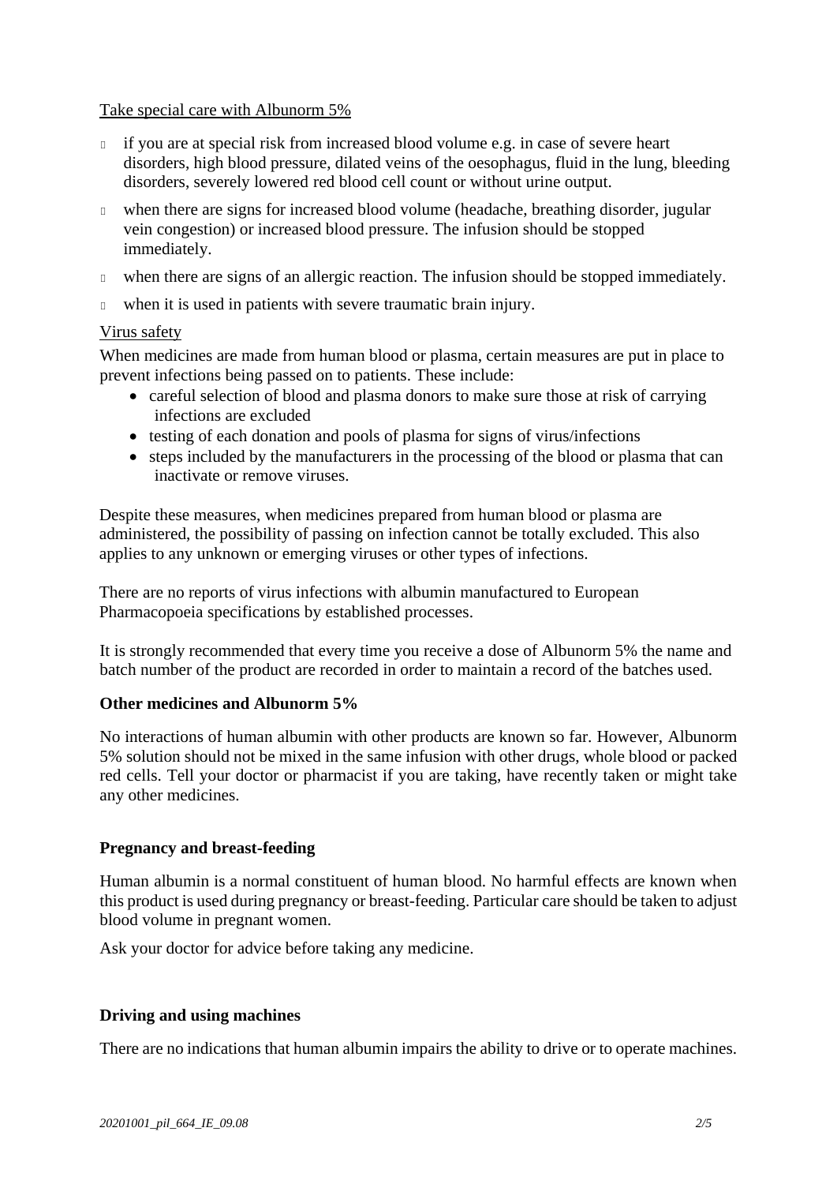Take special care with Albunorm 5%

- if you are at special risk from increased blood volume e.g. in case of severe heart disorders, high blood pressure, dilated veins of the oesophagus, fluid in the lung, bleeding disorders, severely lowered red blood cell count or without urine output.
- when there are signs for increased blood volume (headache, breathing disorder, jugular vein congestion) or increased blood pressure. The infusion should be stopped immediately.
- when there are signs of an allergic reaction. The infusion should be stopped immediately.
- when it is used in patients with severe traumatic brain injury.

Virus safety

When medicines are made from human blood or plasma, certain measures are put in place to prevent infections being passed on to patients. These include:

- careful selection of blood and plasma donors to make sure those at risk of carrying infections are excluded
- testing of each donation and pools of plasma for signs of virus/infections
- steps included by the manufacturers in the processing of the blood or plasma that can inactivate or remove viruses.

Despite these measures, when medicines prepared from human blood or plasma are administered, the possibility of passing on infection cannot be totally excluded. This also applies to any unknown or emerging viruses or other types of infections.

There are no reports of virus infections with albumin manufactured to European Pharmacopoeia specifications by established processes.

It is strongly recommended that every time you receive a dose of Albunorm 5% the name and batch number of the product are recorded in order to maintain a record of the batches used.

**Other medicines and Albunorm 5%**

No interactions of human albumin with other products are known so far. However, Albunorm 5% solution should not be mixed in the same infusion with other drugs, whole blood or packed red cells. Tell your doctor or pharmacist if you are taking, have recently taken or might take any other medicines.

**Pregnancy and breast-feeding**

Human albumin is a normal constituent of human blood. No harmful effects are known when this product is used during pregnancy or breast-feeding. Particular care should be taken to adjust blood volume in pregnant women.

Ask your doctor for advice before taking any medicine.

**Driving and using machines**

There are no indications that human albumin impairs the ability to drive or to operate machines.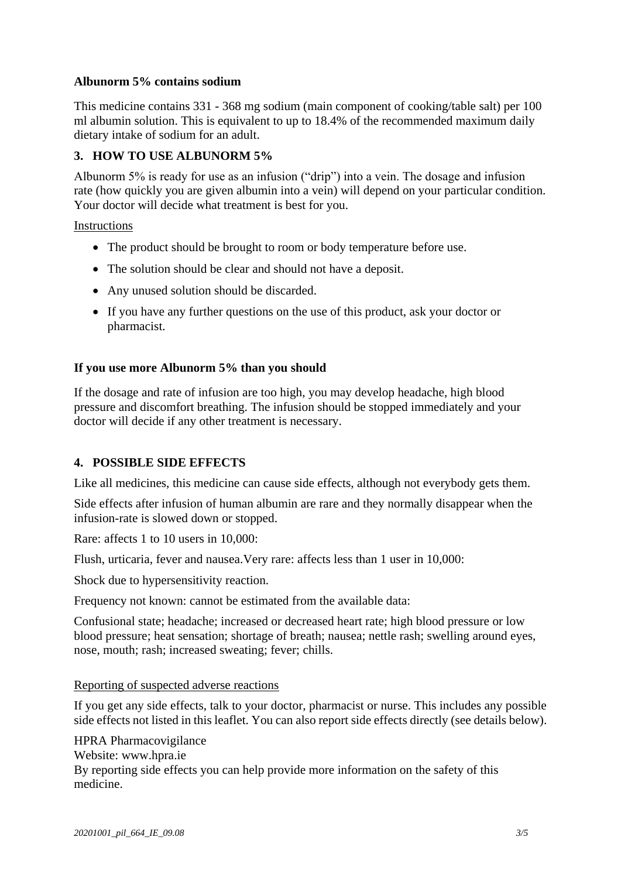**Albunorm 5% contains sodium**

This medicine contains 331 - 368 mg sodium (main component of cooking/table salt) per 100 ml albumin solution. This is equivalent to up to 18.4% of the recommended maximum daily dietary intake of sodium for an adult.

## 3. HOW TO USE ALBUNORM 5%

Albunorm 5% is ready for use as an infusion ("drip") into a vein. The dosage and infusion rate (how quickly you are given albumin into a vein) will depend on your particular condition. Your doctor will decide what treatment is best for you.

Instructions

- The product should be brought to room or body temperature before use.
- The solution should be clear and should not have a deposit.
- Any unused solution should be discarded.
- If you have any further questions on the use of this product, ask your doctor or pharmacist.

**If you use more Albunorm 5% than you should**

If the dosage and rate of infusion are too high, you may develop headache, high blood pressure and discomfort breathing. The infusion should be stopped immediately and your doctor will decide if any other treatment is necessary.

## 4. POSSIBLE SIDE EFFECTS

Like all medicines, this medicine can cause side effects, although not everybody gets them.

Side effects after infusion of human albumin are rare and they normally disappear when the infusion-rate is slowed down or stopped.

Rare: affects 1 to 10 users in 10,000:

Flush, urticaria, fever and nausea.Very rare: affects less than 1 user in 10,000:

Shock due to hypersensitivity reaction.

Frequency not known: cannot be estimated from the available data:

Confusional state; headache; increased or decreased heart rate; high blood pressure or low blood pressure; heat sensation; shortage of breath; nausea; nettle rash; swelling around eyes, nose, mouth; rash; increased sweating; fever; chills.

Reporting of suspected adverse reactions

If you get any side effects, talk to your doctor, pharmacist or nurse. This includes any possible side effects not listed in this leaflet. You can also report side effects directly (see details below).

HPRA Pharmacovigilance
Website: www.hpra.ie
By reporting side effects you can help provide more information on the safety of this medicine.

*20201001_pil_664_IE_09.08*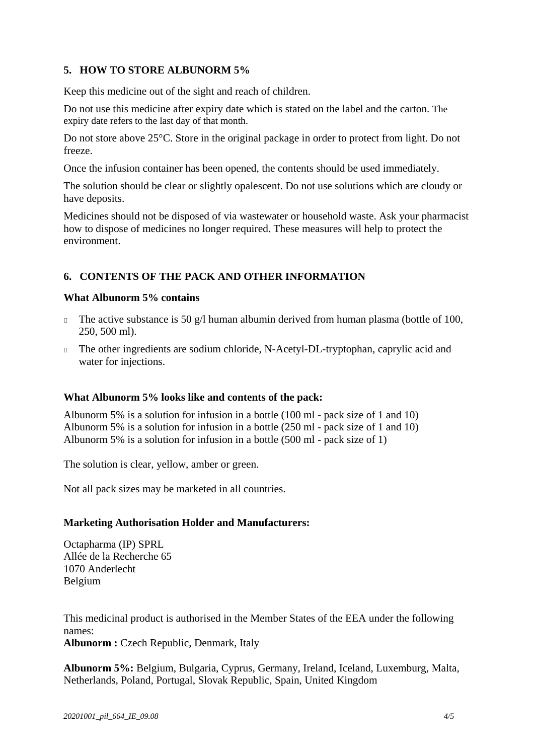## 5. HOW TO STORE ALBUNORM 5%

Keep this medicine out of the sight and reach of children.

Do not use this medicine after expiry date which is stated on the label and the carton. The expiry date refers to the last day of that month.

Do not store above 25°C. Store in the original package in order to protect from light. Do not freeze.

Once the infusion container has been opened, the contents should be used immediately.

The solution should be clear or slightly opalescent. Do not use solutions which are cloudy or have deposits.

Medicines should not be disposed of via wastewater or household waste. Ask your pharmacist how to dispose of medicines no longer required. These measures will help to protect the environment.

## 6. CONTENTS OF THE PACK AND OTHER INFORMATION

**What Albunorm 5% contains**

- The active substance is 50 g/l human albumin derived from human plasma (bottle of 100, 250, 500 ml).
- The other ingredients are sodium chloride, N-Acetyl-DL-tryptophan, caprylic acid and water for injections.

**What Albunorm 5% looks like and contents of the pack:**

Albunorm 5% is a solution for infusion in a bottle (100 ml - pack size of 1 and 10)
Albunorm 5% is a solution for infusion in a bottle (250 ml - pack size of 1 and 10)
Albunorm 5% is a solution for infusion in a bottle (500 ml - pack size of 1)

The solution is clear, yellow, amber or green.

Not all pack sizes may be marketed in all countries.

**Marketing Authorisation Holder and Manufacturers:**

Octapharma (IP) SPRL
Allée de la Recherche 65
1070 Anderlecht
Belgium

This medicinal product is authorised in the Member States of the EEA under the following names:
**Albunorm :** Czech Republic, Denmark, Italy

**Albunorm 5%:** Belgium, Bulgaria, Cyprus, Germany, Ireland, Iceland, Luxemburg, Malta, Netherlands, Poland, Portugal, Slovak Republic, Spain, United Kingdom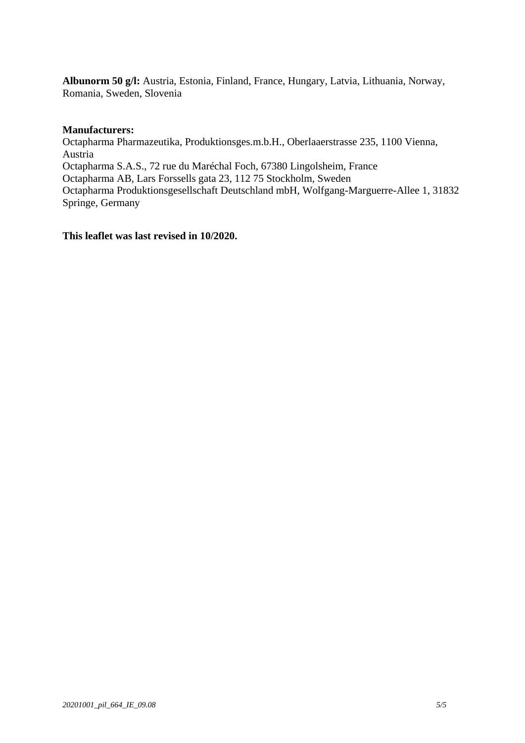**Albunorm 50 g/l:** Austria, Estonia, Finland, France, Hungary, Latvia, Lithuania, Norway, Romania, Sweden, Slovenia

**Manufacturers:**
Octapharma Pharmazeutika, Produktionsges.m.b.H., Oberlaaerstrasse 235, 1100 Vienna, Austria
Octapharma S.A.S., 72 rue du Maréchal Foch, 67380 Lingolsheim, France
Octapharma AB, Lars Forssells gata 23, 112 75 Stockholm, Sweden
Octapharma Produktionsgesellschaft Deutschland mbH, Wolfgang-Marguerre-Allee 1, 31832 Springe, Germany

**This leaflet was last revised in 10/2020.**